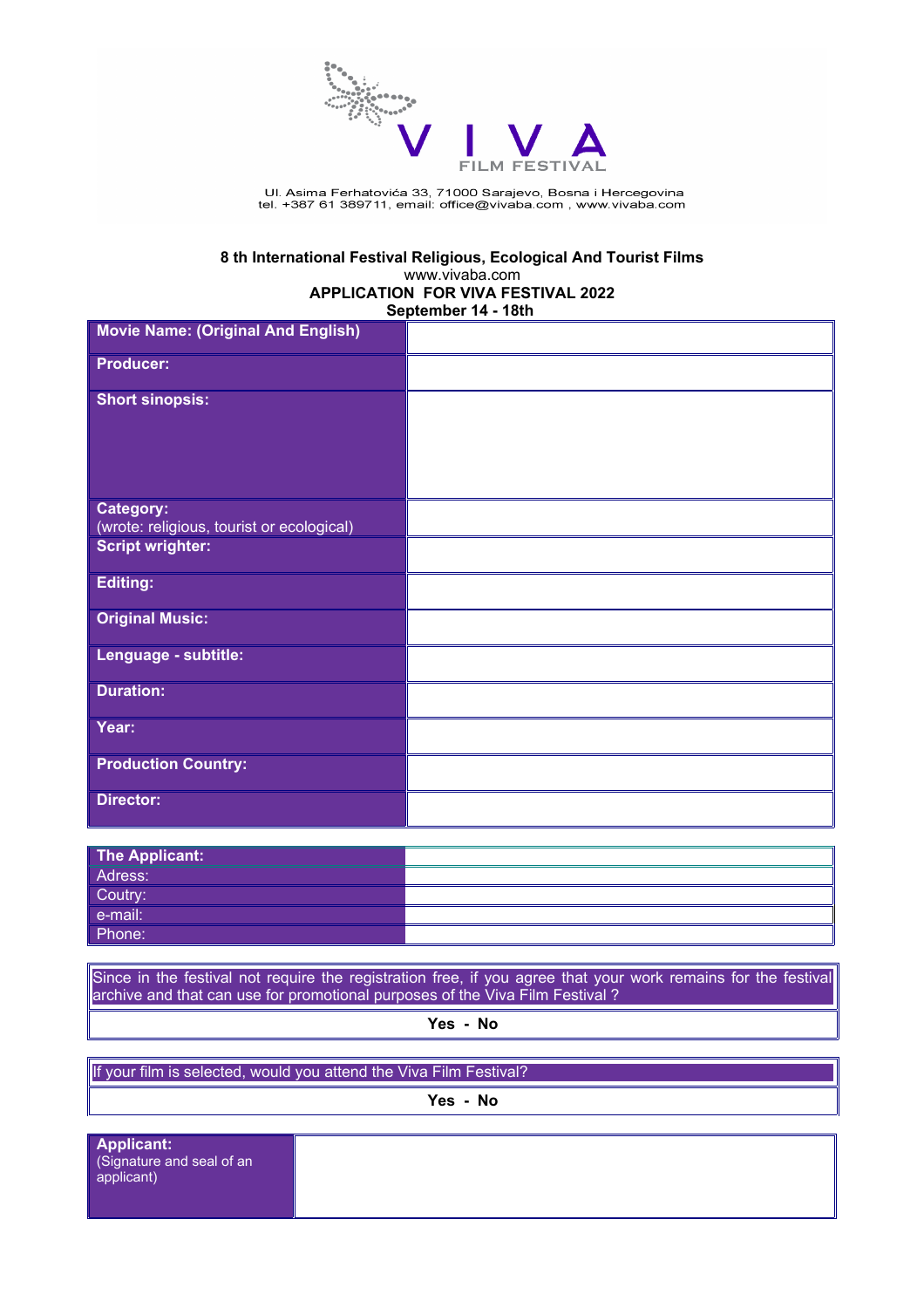VIVA FILM FESTIVAL

Ul. Asima Ferhatovića 33, 71000 Sarajevo, Bosna i Hercegovina
tel. +387 61 389711, email: office@vivaba.com , www.vivaba.com

**8 th International Festival Religious, Ecological And Tourist Films**

www.vivaba.com

**APPLICATION FOR VIVA FESTIVAL 2022**

**September 14 - 18th**

| | |
|---|---|
| **Movie Name: (Original And English)** | |
| **Producer:** | |
| **Short sinopsis:** | |
| **Category:** (wrote: religious, tourist or ecological) | |
| **Script wrighter:** | |
| **Editing:** | |
| **Original Music:** | |
| **Lenguage - subtitle:** | |
| **Duration:** | |
| **Year:** | |
| **Production Country:** | |
| **Director:** | |

| | |
|---|---|
| **The Applicant:** | |
| Adress: | |
| Coutry: | |
| e-mail: | |
| Phone: | |

| |
|---|
| Since in the festival not require the registration free, if you agree that your work remains for the festival archive and that can use for promotional purposes of the Viva Film Festival ? |
| **Yes - No** |

| |
|---|
| If your film is selected, would you attend the Viva Film Festival? |
| **Yes - No** |

| | |
|---|---|
| **Applicant:** (Signature and seal of an applicant) | |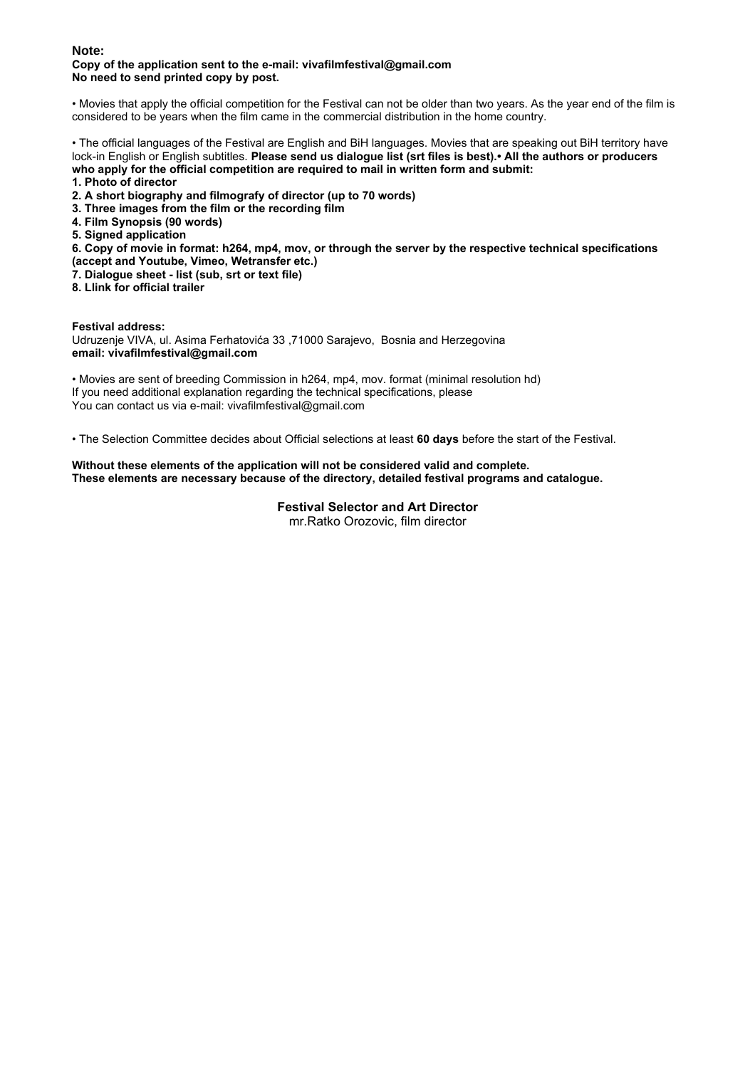**Note:**
**Copy of the application sent to the e-mail: vivafilmfestival@gmail.com**
**No need to send printed copy by post.**

• Movies that apply the official competition for the Festival can not be older than two years. As the year end of the film is considered to be years when the film came in the commercial distribution in the home country.

• The official languages of the Festival are English and BiH languages. Movies that are speaking out BiH territory have lock-in English or English subtitles. **Please send us dialogue list (srt files is best).• All the authors or producers who apply for the official competition are required to mail in written form and submit:**

**1. Photo of director**
**2. A short biography and filmografy of director (up to 70 words)**
**3. Three images from the film or the recording film**
**4. Film Synopsis (90 words)**
**5. Signed application**
**6. Copy of movie in format: h264, mp4, mov, or through the server by the respective technical specifications (accept and Youtube, Vimeo, Wetransfer etc.)**
**7. Dialogue sheet - list (sub, srt or text file)**
**8. Llink for official trailer**

**Festival address:**
Udruzenje VIVA, ul. Asima Ferhatovića 33 ,71000 Sarajevo, Bosnia and Herzegovina
**email: vivafilmfestival@gmail.com**

• Movies are sent of breeding Commission in h264, mp4, mov. format (minimal resolution hd)
If you need additional explanation regarding the technical specifications, please
You can contact us via e-mail: vivafilmfestival@gmail.com

• The Selection Committee decides about Official selections at least **60 days** before the start of the Festival.

**Without these elements of the application will not be considered valid and complete.**
**These elements are necessary because of the directory, detailed festival programs and catalogue.**

**Festival Selector and Art Director**
mr.Ratko Orozovic, film director